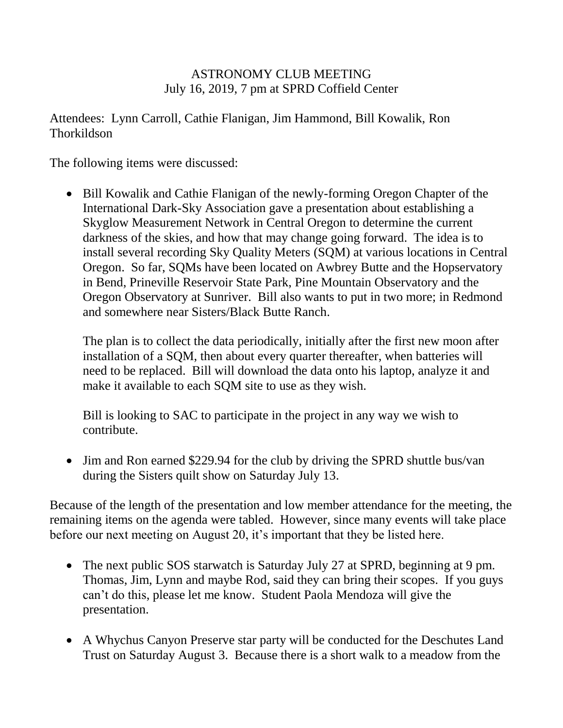# ASTRONOMY CLUB MEETING

July 16, 2019, 7 pm at SPRD Coffield Center

Attendees: Lynn Carroll, Cathie Flanigan, Jim Hammond, Bill Kowalik, Ron Thorkildson

The following items were discussed:

- Bill Kowalik and Cathie Flanigan of the newly-forming Oregon Chapter of the International Dark-Sky Association gave a presentation about establishing a Skyglow Measurement Network in Central Oregon to determine the current darkness of the skies, and how that may change going forward. The idea is to install several recording Sky Quality Meters (SQM) at various locations in Central Oregon. So far, SQMs have been located on Awbrey Butte and the Hopservatory in Bend, Prineville Reservoir State Park, Pine Mountain Observatory and the Oregon Observatory at Sunriver. Bill also wants to put in two more; in Redmond and somewhere near Sisters/Black Butte Ranch.

  The plan is to collect the data periodically, initially after the first new moon after installation of a SQM, then about every quarter thereafter, when batteries will need to be replaced. Bill will download the data onto his laptop, analyze it and make it available to each SQM site to use as they wish.

  Bill is looking to SAC to participate in the project in any way we wish to contribute.

- Jim and Ron earned $229.94 for the club by driving the SPRD shuttle bus/van during the Sisters quilt show on Saturday July 13.

Because of the length of the presentation and low member attendance for the meeting, the remaining items on the agenda were tabled. However, since many events will take place before our next meeting on August 20, it's important that they be listed here.

- The next public SOS starwatch is Saturday July 27 at SPRD, beginning at 9 pm. Thomas, Jim, Lynn and maybe Rod, said they can bring their scopes. If you guys can't do this, please let me know. Student Paola Mendoza will give the presentation.

- A Whychus Canyon Preserve star party will be conducted for the Deschutes Land Trust on Saturday August 3. Because there is a short walk to a meadow from the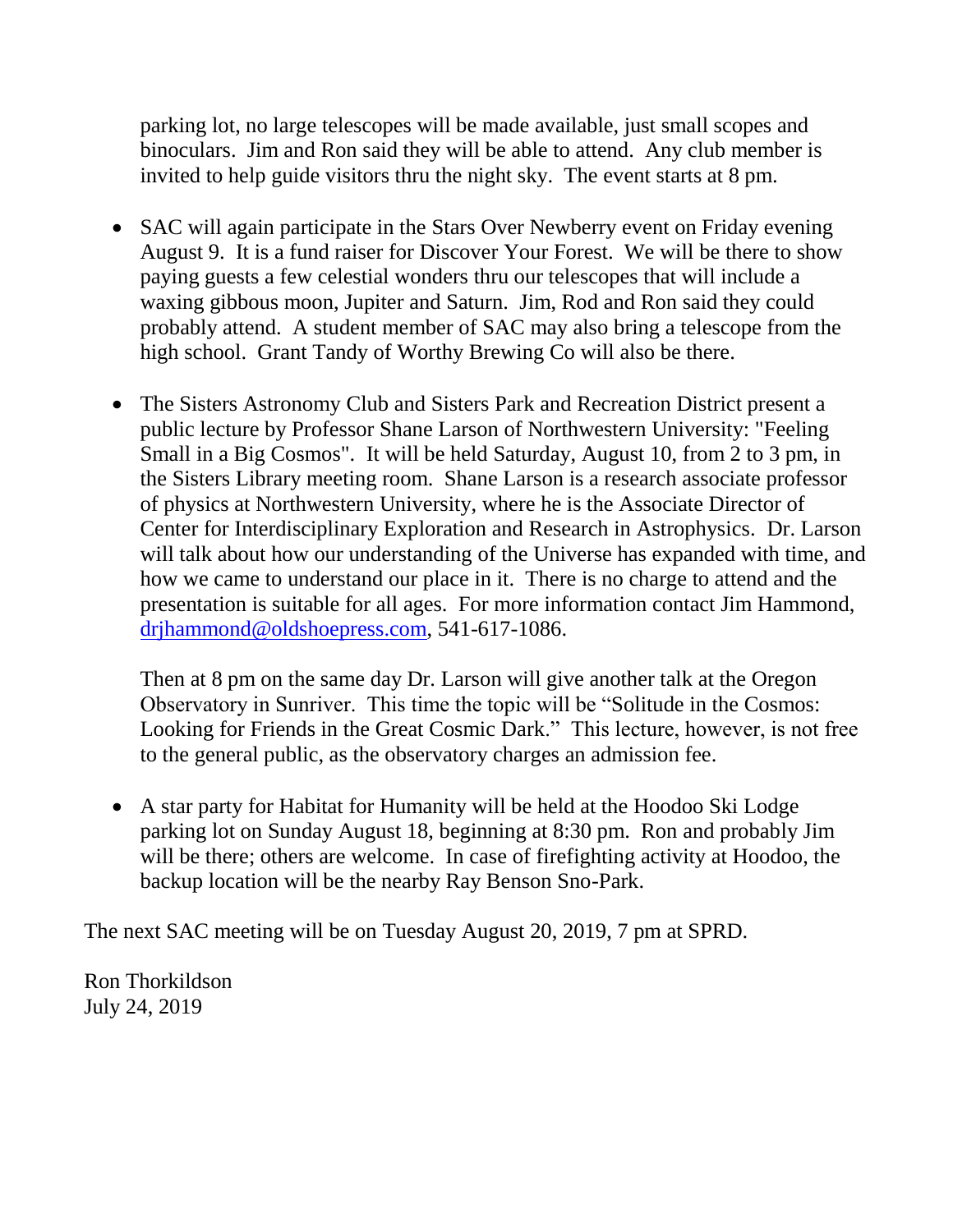parking lot, no large telescopes will be made available, just small scopes and binoculars. Jim and Ron said they will be able to attend. Any club member is invited to help guide visitors thru the night sky. The event starts at 8 pm.

- SAC will again participate in the Stars Over Newberry event on Friday evening August 9. It is a fund raiser for Discover Your Forest. We will be there to show paying guests a few celestial wonders thru our telescopes that will include a waxing gibbous moon, Jupiter and Saturn. Jim, Rod and Ron said they could probably attend. A student member of SAC may also bring a telescope from the high school. Grant Tandy of Worthy Brewing Co will also be there.

- The Sisters Astronomy Club and Sisters Park and Recreation District present a public lecture by Professor Shane Larson of Northwestern University: "Feeling Small in a Big Cosmos". It will be held Saturday, August 10, from 2 to 3 pm, in the Sisters Library meeting room. Shane Larson is a research associate professor of physics at Northwestern University, where he is the Associate Director of Center for Interdisciplinary Exploration and Research in Astrophysics. Dr. Larson will talk about how our understanding of the Universe has expanded with time, and how we came to understand our place in it. There is no charge to attend and the presentation is suitable for all ages. For more information contact Jim Hammond, drjhammond@oldshoepress.com, 541-617-1086.

  Then at 8 pm on the same day Dr. Larson will give another talk at the Oregon Observatory in Sunriver. This time the topic will be "Solitude in the Cosmos: Looking for Friends in the Great Cosmic Dark." This lecture, however, is not free to the general public, as the observatory charges an admission fee.

- A star party for Habitat for Humanity will be held at the Hoodoo Ski Lodge parking lot on Sunday August 18, beginning at 8:30 pm. Ron and probably Jim will be there; others are welcome. In case of firefighting activity at Hoodoo, the backup location will be the nearby Ray Benson Sno-Park.

The next SAC meeting will be on Tuesday August 20, 2019, 7 pm at SPRD.

Ron Thorkildson
July 24, 2019